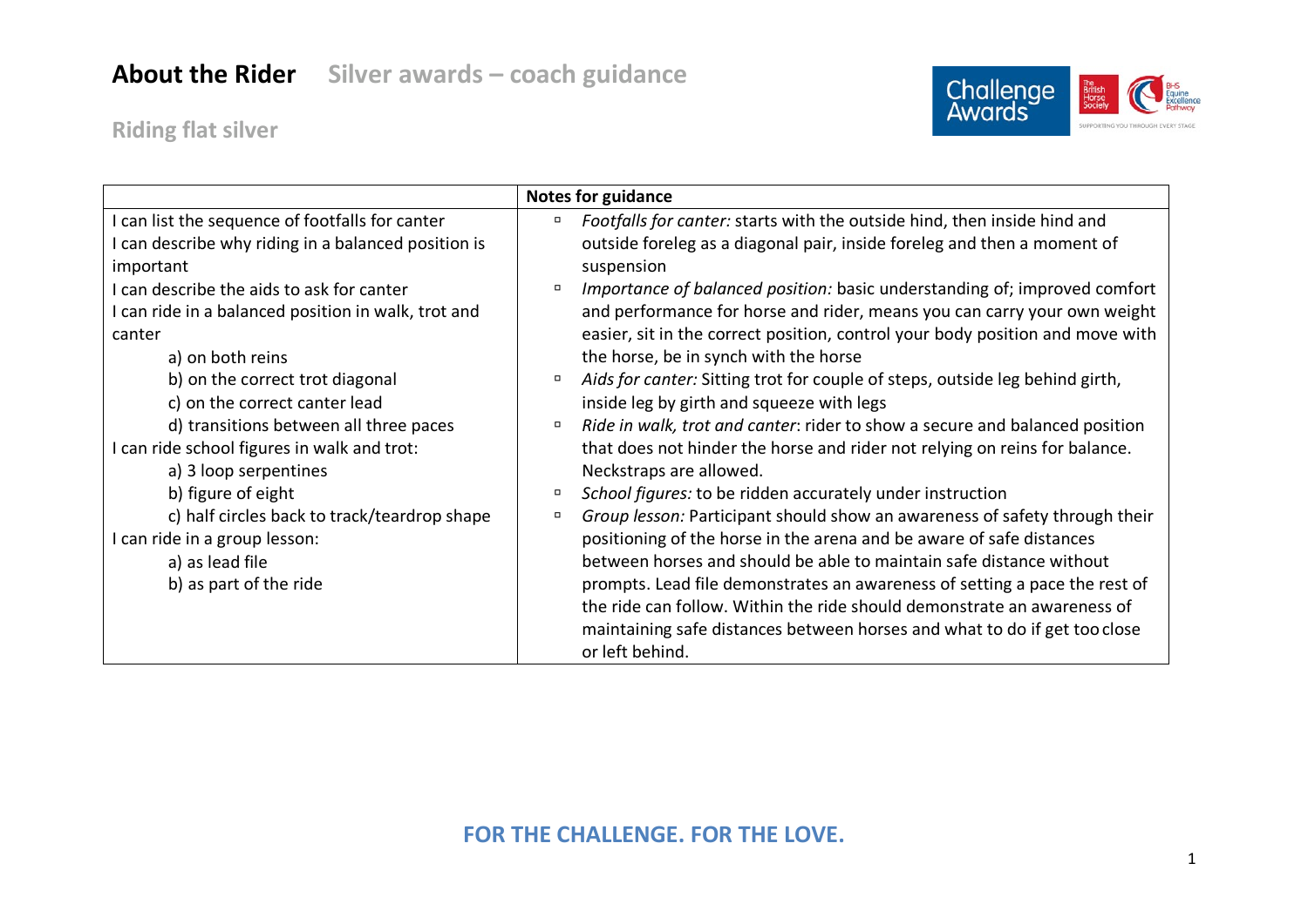# About the Rider — Silver awards – coach guidance

## Riding flat silver

| | Notes for guidance |
|---|---|
| I can list the sequence of footfalls for canter<br>I can describe why riding in a balanced position is important<br>I can describe the aids to ask for canter<br>I can ride in a balanced position in walk, trot and canter<br>a) on both reins<br>b) on the correct trot diagonal<br>c) on the correct canter lead<br>d) transitions between all three paces<br>I can ride school figures in walk and trot:<br>a) 3 loop serpentines<br>b) figure of eight<br>c) half circles back to track/teardrop shape<br>I can ride in a group lesson:<br>a) as lead file<br>b) as part of the ride | ▫ *Footfalls for canter:* starts with the outside hind, then inside hind and outside foreleg as a diagonal pair, inside foreleg and then a moment of suspension<br>▫ *Importance of balanced position:* basic understanding of; improved comfort and performance for horse and rider, means you can carry your own weight easier, sit in the correct position, control your body position and move with the horse, be in synch with the horse<br>▫ *Aids for canter:* Sitting trot for couple of steps, outside leg behind girth, inside leg by girth and squeeze with legs<br>▫ *Ride in walk, trot and canter*: rider to show a secure and balanced position that does not hinder the horse and rider not relying on reins for balance. Neckstraps are allowed.<br>▫ *School figures:* to be ridden accurately under instruction<br>▫ *Group lesson:* Participant should show an awareness of safety through their positioning of the horse in the arena and be aware of safe distances between horses and should be able to maintain safe distance without prompts. Lead file demonstrates an awareness of setting a pace the rest of the ride can follow. Within the ride should demonstrate an awareness of maintaining safe distances between horses and what to do if get too close or left behind. |

FOR THE CHALLENGE. FOR THE LOVE.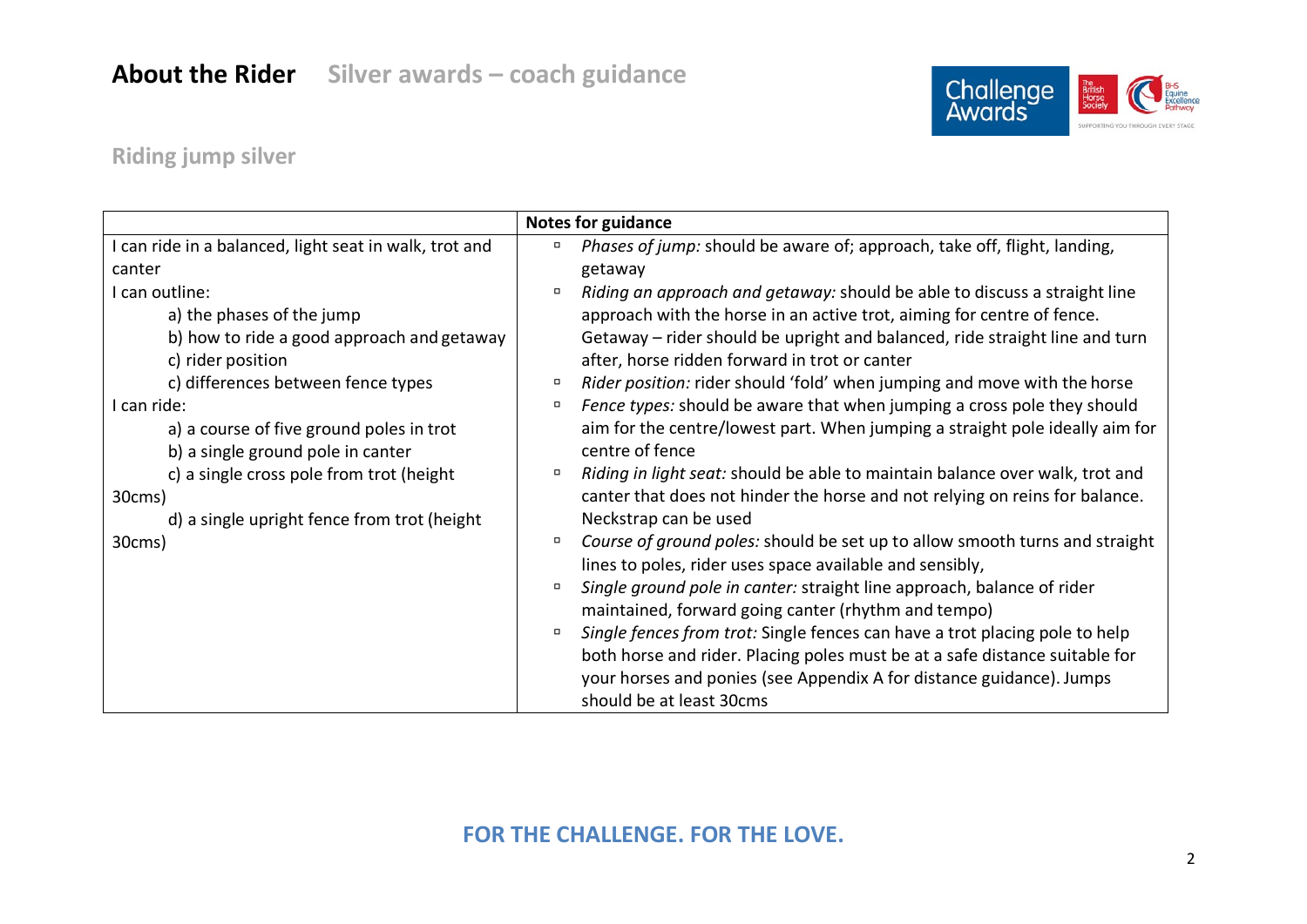# About the Rider Silver awards – coach guidance

## Riding jump silver

| | Notes for guidance |
|---|---|
| I can ride in a balanced, light seat in walk, trot and canter<br>I can outline:<br>a) the phases of the jump<br>b) how to ride a good approach and getaway<br>c) rider position<br>c) differences between fence types<br>I can ride:<br>a) a course of five ground poles in trot<br>b) a single ground pole in canter<br>c) a single cross pole from trot (height 30cms)<br>d) a single upright fence from trot (height 30cms) | ▫ *Phases of jump:* should be aware of; approach, take off, flight, landing, getaway<br>▫ *Riding an approach and getaway:* should be able to discuss a straight line approach with the horse in an active trot, aiming for centre of fence. Getaway – rider should be upright and balanced, ride straight line and turn after, horse ridden forward in trot or canter<br>▫ *Rider position:* rider should 'fold' when jumping and move with the horse<br>▫ *Fence types:* should be aware that when jumping a cross pole they should aim for the centre/lowest part. When jumping a straight pole ideally aim for centre of fence<br>▫ *Riding in light seat:* should be able to maintain balance over walk, trot and canter that does not hinder the horse and not relying on reins for balance. Neckstrap can be used<br>▫ *Course of ground poles:* should be set up to allow smooth turns and straight lines to poles, rider uses space available and sensibly,<br>▫ *Single ground pole in canter:* straight line approach, balance of rider maintained, forward going canter (rhythm and tempo)<br>▫ *Single fences from trot:* Single fences can have a trot placing pole to help both horse and rider. Placing poles must be at a safe distance suitable for your horses and ponies (see Appendix A for distance guidance). Jumps should be at least 30cms |

FOR THE CHALLENGE. FOR THE LOVE.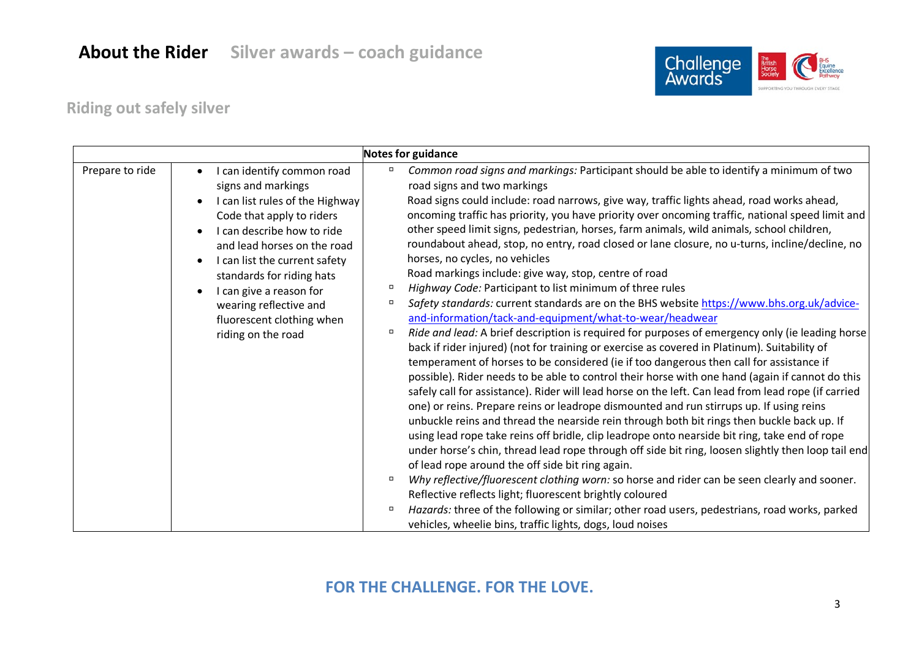# About the Rider Silver awards – coach guidance

## Riding out safely silver

| | | Notes for guidance |
|---|---|---|
| Prepare to ride | <ul><li>I can identify common road signs and markings</li><li>I can list rules of the Highway Code that apply to riders</li><li>I can describe how to ride and lead horses on the road</li><li>I can list the current safety standards for riding hats</li><li>I can give a reason for wearing reflective and fluorescent clothing when riding on the road</li></ul> | <ul><li>*Common road signs and markings:* Participant should be able to identify a minimum of two road signs and two markings<br>Road signs could include: road narrows, give way, traffic lights ahead, road works ahead, oncoming traffic has priority, you have priority over oncoming traffic, national speed limit and other speed limit signs, pedestrian, horses, farm animals, wild animals, school children, roundabout ahead, stop, no entry, road closed or lane closure, no u-turns, incline/decline, no horses, no cycles, no vehicles<br>Road markings include: give way, stop, centre of road</li><li>*Highway Code:* Participant to list minimum of three rules</li><li>*Safety standards:* current standards are on the BHS website https://www.bhs.org.uk/advice-and-information/tack-and-equipment/what-to-wear/headwear</li><li>*Ride and lead:* A brief description is required for purposes of emergency only (ie leading horse back if rider injured) (not for training or exercise as covered in Platinum). Suitability of temperament of horses to be considered (ie if too dangerous then call for assistance if possible). Rider needs to be able to control their horse with one hand (again if cannot do this safely call for assistance). Rider will lead horse on the left. Can lead from lead rope (if carried one) or reins. Prepare reins or leadrope dismounted and run stirrups up. If using reins unbuckle reins and thread the nearside rein through both bit rings then buckle back up. If using lead rope take reins off bridle, clip leadrope onto nearside bit ring, take end of rope under horse's chin, thread lead rope through off side bit ring, loosen slightly then loop tail end of lead rope around the off side bit ring again.</li><li>*Why reflective/fluorescent clothing worn:* so horse and rider can be seen clearly and sooner. Reflective reflects light; fluorescent brightly coloured</li><li>*Hazards:* three of the following or similar; other road users, pedestrians, road works, parked vehicles, wheelie bins, traffic lights, dogs, loud noises</li></ul> |

FOR THE CHALLENGE. FOR THE LOVE.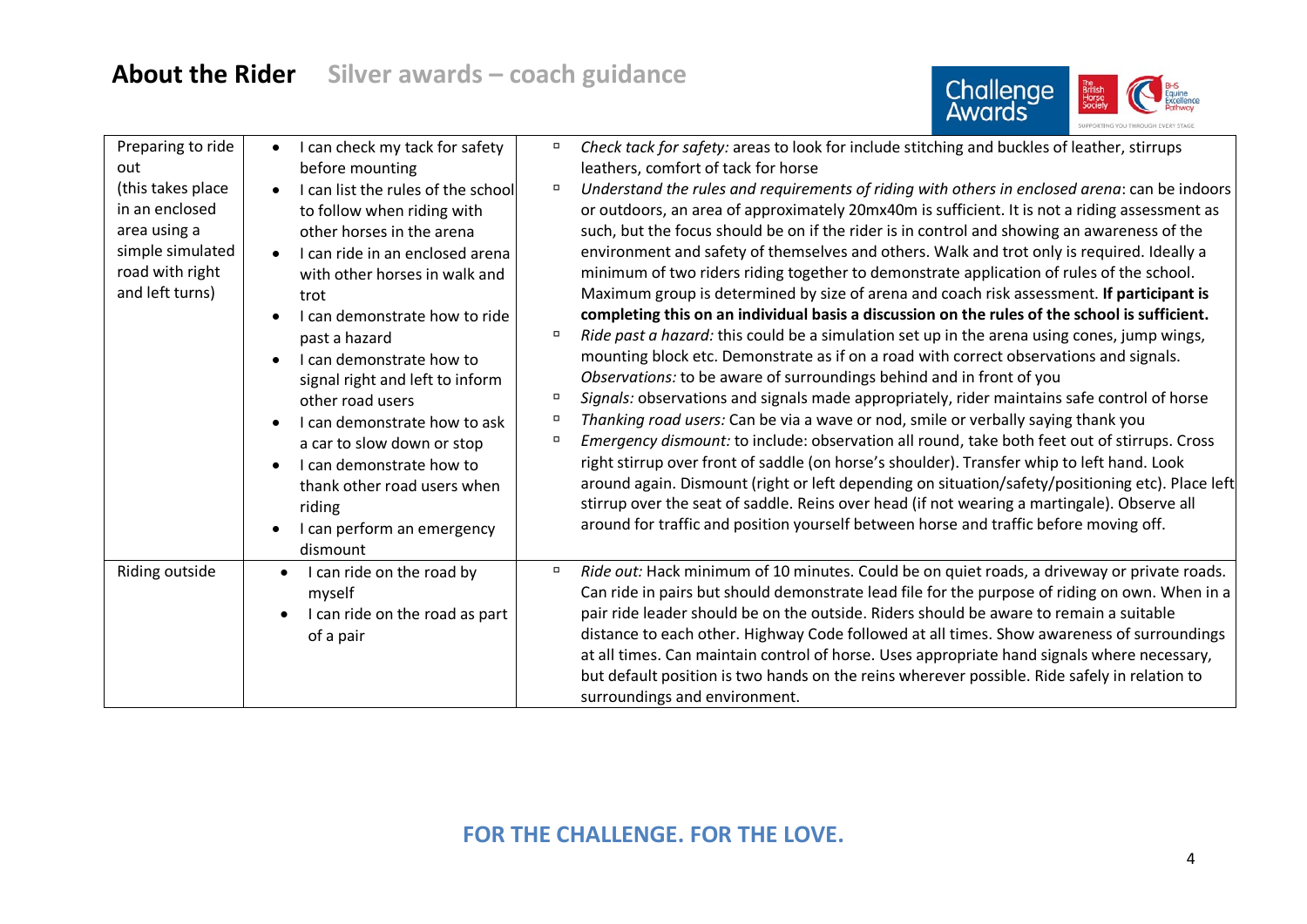## About the Rider Silver awards – coach guidance

| | | |
|---|---|---|
| Preparing to ride out<br>(this takes place in an enclosed area using a simple simulated road with right and left turns) | • I can check my tack for safety before mounting<br>• I can list the rules of the school to follow when riding with other horses in the arena<br>• I can ride in an enclosed arena with other horses in walk and trot<br>• I can demonstrate how to ride past a hazard<br>• I can demonstrate how to signal right and left to inform other road users<br>• I can demonstrate how to ask a car to slow down or stop<br>• I can demonstrate how to thank other road users when riding<br>• I can perform an emergency dismount | ▫ *Check tack for safety:* areas to look for include stitching and buckles of leather, stirrups leathers, comfort of tack for horse<br>▫ *Understand the rules and requirements of riding with others in enclosed arena*: can be indoors or outdoors, an area of approximately 20mx40m is sufficient. It is not a riding assessment as such, but the focus should be on if the rider is in control and showing an awareness of the environment and safety of themselves and others. Walk and trot only is required. Ideally a minimum of two riders riding together to demonstrate application of rules of the school. Maximum group is determined by size of arena and coach risk assessment. **If participant is completing this on an individual basis a discussion on the rules of the school is sufficient.**<br>▫ *Ride past a hazard:* this could be a simulation set up in the arena using cones, jump wings, mounting block etc. Demonstrate as if on a road with correct observations and signals. *Observations:* to be aware of surroundings behind and in front of you<br>▫ *Signals:* observations and signals made appropriately, rider maintains safe control of horse<br>▫ *Thanking road users:* Can be via a wave or nod, smile or verbally saying thank you<br>▫ *Emergency dismount:* to include: observation all round, take both feet out of stirrups. Cross right stirrup over front of saddle (on horse's shoulder). Transfer whip to left hand. Look around again. Dismount (right or left depending on situation/safety/positioning etc). Place left stirrup over the seat of saddle. Reins over head (if not wearing a martingale). Observe all around for traffic and position yourself between horse and traffic before moving off. |
| Riding outside | • I can ride on the road by myself<br>• I can ride on the road as part of a pair | ▫ *Ride out:* Hack minimum of 10 minutes. Could be on quiet roads, a driveway or private roads. Can ride in pairs but should demonstrate lead file for the purpose of riding on own. When in a pair ride leader should be on the outside. Riders should be aware to remain a suitable distance to each other. Highway Code followed at all times. Show awareness of surroundings at all times. Can maintain control of horse. Uses appropriate hand signals where necessary, but default position is two hands on the reins wherever possible. Ride safely in relation to surroundings and environment. |

FOR THE CHALLENGE. FOR THE LOVE.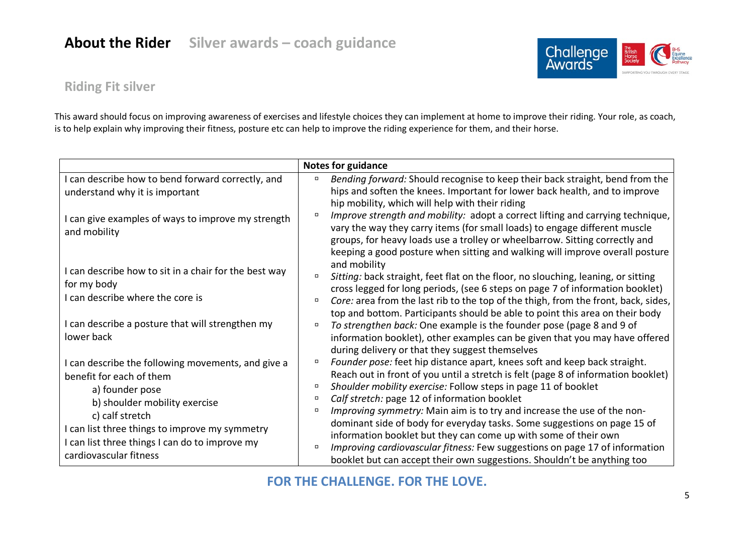# About the Rider

## Silver awards – coach guidance

### Riding Fit silver

This award should focus on improving awareness of exercises and lifestyle choices they can implement at home to improve their riding. Your role, as coach, is to help explain why improving their fitness, posture etc can help to improve the riding experience for them, and their horse.

| | Notes for guidance |
|---|---|
| I can describe how to bend forward correctly, and understand why it is important | *Bending forward:* Should recognise to keep their back straight, bend from the hips and soften the knees. Important for lower back health, and to improve hip mobility, which will help with their riding |
| I can give examples of ways to improve my strength and mobility | *Improve strength and mobility:* adopt a correct lifting and carrying technique, vary the way they carry items (for small loads) to engage different muscle groups, for heavy loads use a trolley or wheelbarrow. Sitting correctly and keeping a good posture when sitting and walking will improve overall posture and mobility |
| I can describe how to sit in a chair for the best way for my body | *Sitting:* back straight, feet flat on the floor, no slouching, leaning, or sitting cross legged for long periods, (see 6 steps on page 7 of information booklet) |
| I can describe where the core is | *Core:* area from the last rib to the top of the thigh, from the front, back, sides, top and bottom. Participants should be able to point this area on their body |
| I can describe a posture that will strengthen my lower back | *To strengthen back:* One example is the founder pose (page 8 and 9 of information booklet), other examples can be given that you may have offered during delivery or that they suggest themselves |
| I can describe the following movements, and give a benefit for each of them<br>a) founder pose<br>b) shoulder mobility exercise<br>c) calf stretch | *Founder pose:* feet hip distance apart, knees soft and keep back straight. Reach out in front of you until a stretch is felt (page 8 of information booklet)<br>*Shoulder mobility exercise:* Follow steps in page 11 of booklet<br>*Calf stretch:* page 12 of information booklet |
| I can list three things to improve my symmetry | *Improving symmetry:* Main aim is to try and increase the use of the non-dominant side of body for everyday tasks. Some suggestions on page 15 of information booklet but they can come up with some of their own |
| I can list three things I can do to improve my cardiovascular fitness | *Improving cardiovascular fitness:* Few suggestions on page 17 of information booklet but can accept their own suggestions. Shouldn't be anything too |

FOR THE CHALLENGE. FOR THE LOVE.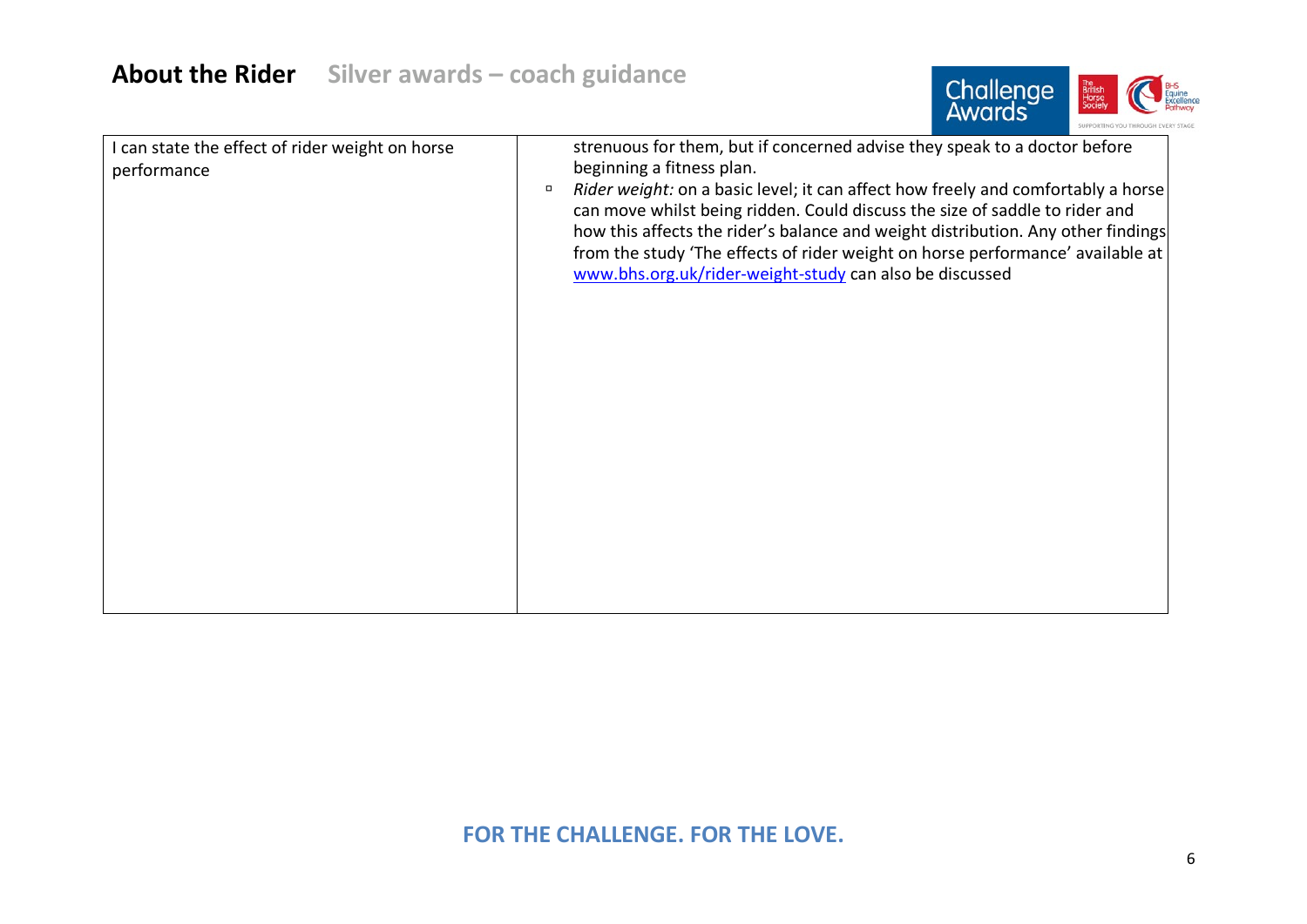| | |
|---|---|
| I can state the effect of rider weight on horse performance | strenuous for them, but if concerned advise they speak to a doctor before beginning a fitness plan.<br>▫ *Rider weight:* on a basic level; it can affect how freely and comfortably a horse can move whilst being ridden. Could discuss the size of saddle to rider and how this affects the rider's balance and weight distribution. Any other findings from the study 'The effects of rider weight on horse performance' available at [www.bhs.org.uk/rider-weight-study](www.bhs.org.uk/rider-weight-study) can also be discussed |